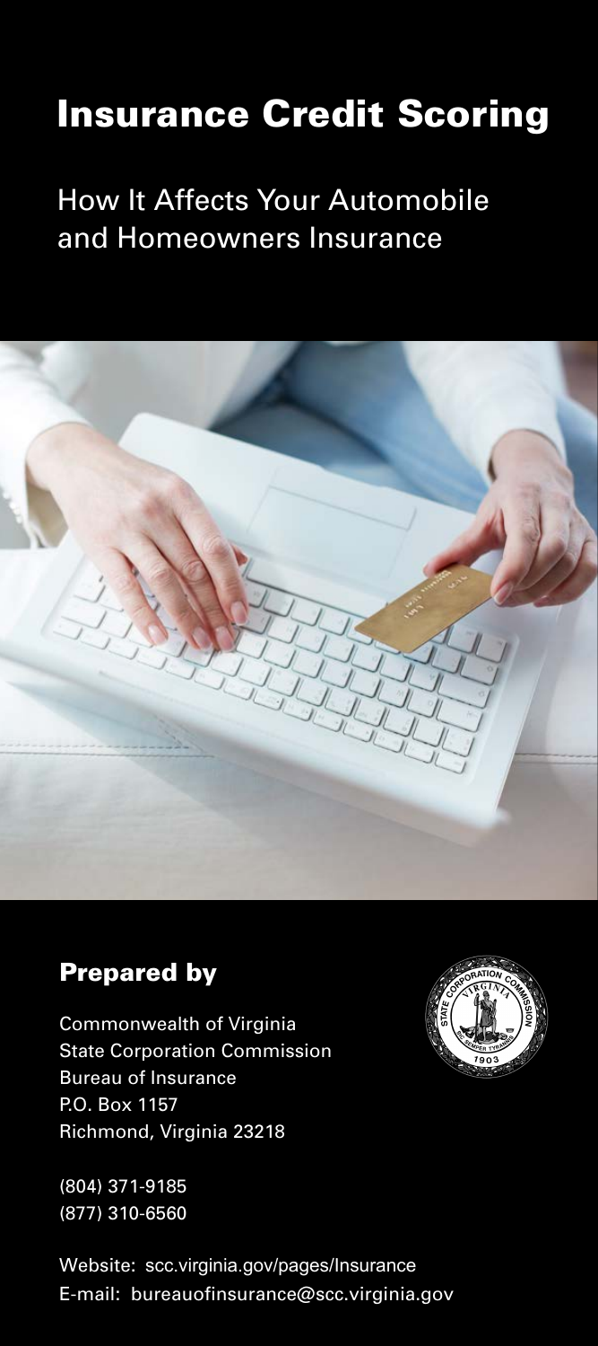# Insurance Credit Scoring

## How It Affects Your Automobile and Homeowners Insurance

### Prepared by

Commonwealth of Virginia
State Corporation Commission
Bureau of Insurance
P.O. Box 1157
Richmond, Virginia 23218

(804) 371-9185
(877) 310-6560

Website: scc.virginia.gov/pages/Insurance
E-mail: bureauofinsurance@scc.virginia.gov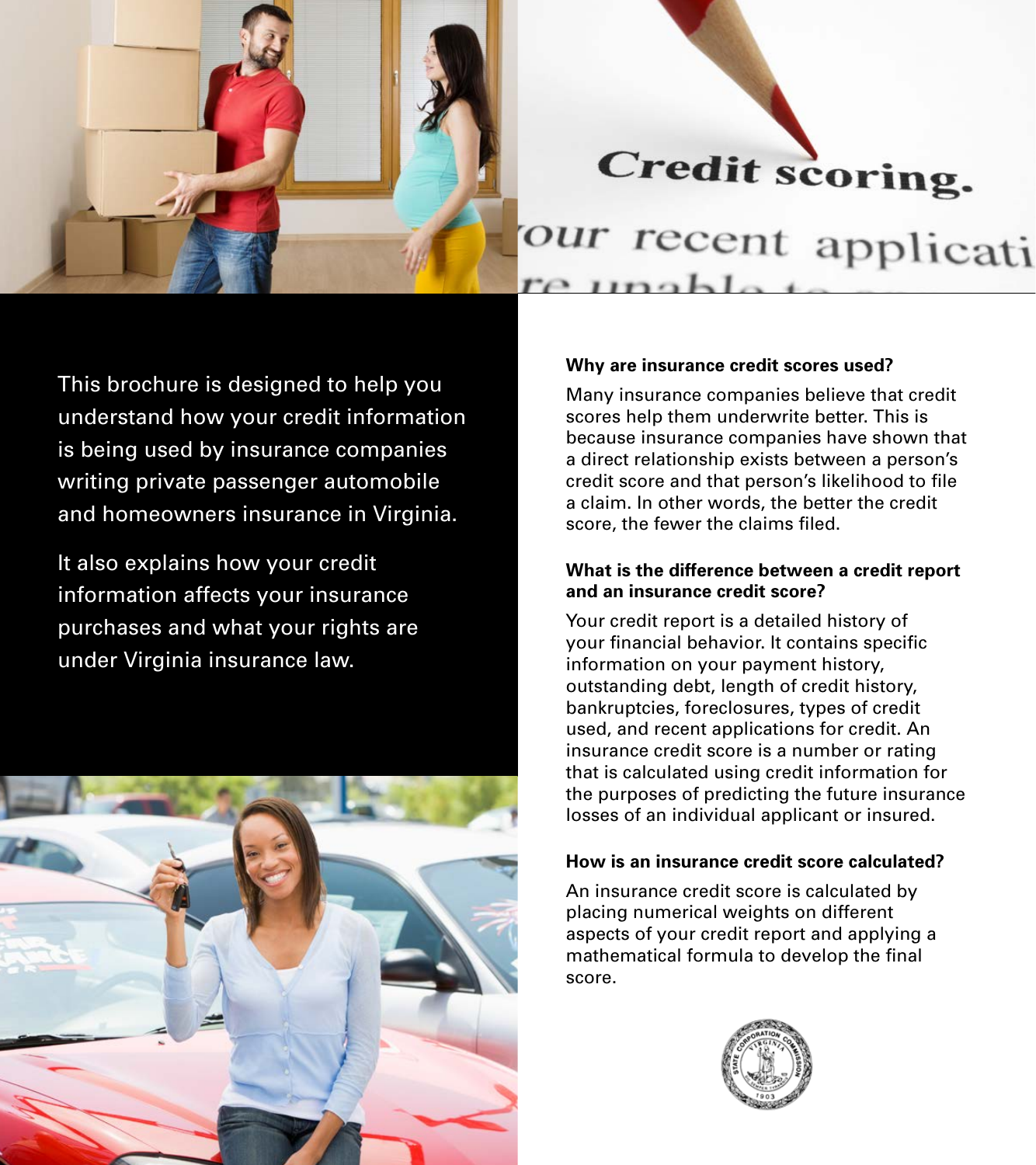This brochure is designed to help you understand how your credit information is being used by insurance companies writing private passenger automobile and homeowners insurance in Virginia.

It also explains how your credit information affects your insurance purchases and what your rights are under Virginia insurance law.

**Why are insurance credit scores used?**

Many insurance companies believe that credit scores help them underwrite better. This is because insurance companies have shown that a direct relationship exists between a person's credit score and that person's likelihood to file a claim. In other words, the better the credit score, the fewer the claims filed.

**What is the difference between a credit report and an insurance credit score?**

Your credit report is a detailed history of your financial behavior. It contains specific information on your payment history, outstanding debt, length of credit history, bankruptcies, foreclosures, types of credit used, and recent applications for credit. An insurance credit score is a number or rating that is calculated using credit information for the purposes of predicting the future insurance losses of an individual applicant or insured.

**How is an insurance credit score calculated?**

An insurance credit score is calculated by placing numerical weights on different aspects of your credit report and applying a mathematical formula to develop the final score.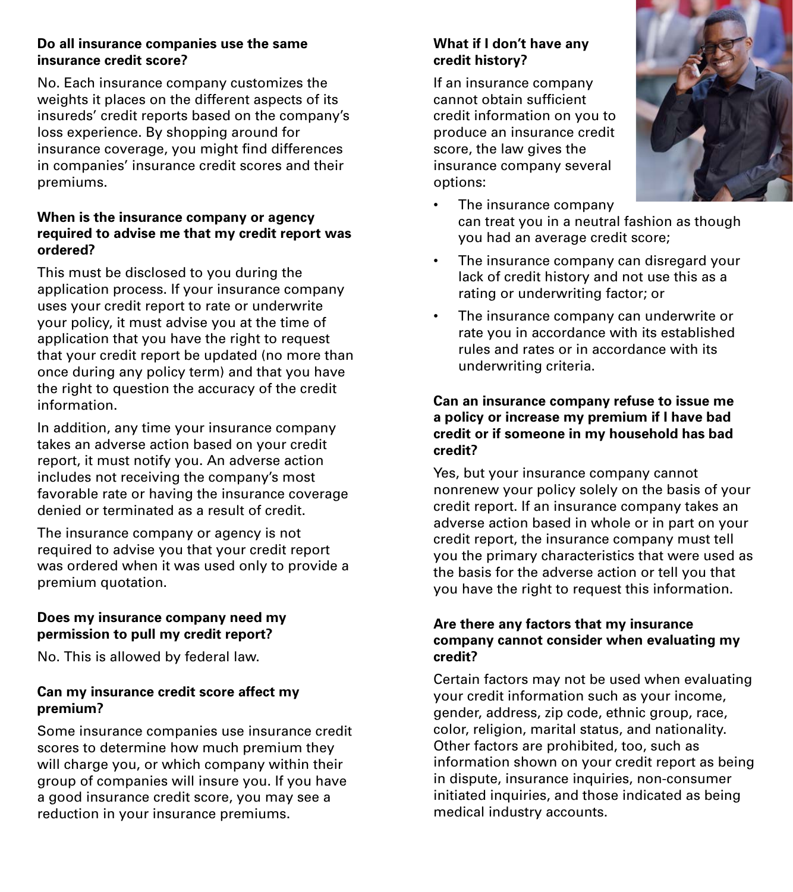### Do all insurance companies use the same insurance credit score?

No. Each insurance company customizes the weights it places on the different aspects of its insureds' credit reports based on the company's loss experience. By shopping around for insurance coverage, you might find differences in companies' insurance credit scores and their premiums.

### When is the insurance company or agency required to advise me that my credit report was ordered?

This must be disclosed to you during the application process. If your insurance company uses your credit report to rate or underwrite your policy, it must advise you at the time of application that you have the right to request that your credit report be updated (no more than once during any policy term) and that you have the right to question the accuracy of the credit information.

In addition, any time your insurance company takes an adverse action based on your credit report, it must notify you. An adverse action includes not receiving the company's most favorable rate or having the insurance coverage denied or terminated as a result of credit.

The insurance company or agency is not required to advise you that your credit report was ordered when it was used only to provide a premium quotation.

### Does my insurance company need my permission to pull my credit report?

No. This is allowed by federal law.

### Can my insurance credit score affect my premium?

Some insurance companies use insurance credit scores to determine how much premium they will charge you, or which company within their group of companies will insure you. If you have a good insurance credit score, you may see a reduction in your insurance premiums.

### What if I don't have any credit history?

If an insurance company cannot obtain sufficient credit information on you to produce an insurance credit score, the law gives the insurance company several options:

- The insurance company can treat you in a neutral fashion as though you had an average credit score;
- The insurance company can disregard your lack of credit history and not use this as a rating or underwriting factor; or
- The insurance company can underwrite or rate you in accordance with its established rules and rates or in accordance with its underwriting criteria.

### Can an insurance company refuse to issue me a policy or increase my premium if I have bad credit or if someone in my household has bad credit?

Yes, but your insurance company cannot nonrenew your policy solely on the basis of your credit report. If an insurance company takes an adverse action based in whole or in part on your credit report, the insurance company must tell you the primary characteristics that were used as the basis for the adverse action or tell you that you have the right to request this information.

### Are there any factors that my insurance company cannot consider when evaluating my credit?

Certain factors may not be used when evaluating your credit information such as your income, gender, address, zip code, ethnic group, race, color, religion, marital status, and nationality. Other factors are prohibited, too, such as information shown on your credit report as being in dispute, insurance inquiries, non-consumer initiated inquiries, and those indicated as being medical industry accounts.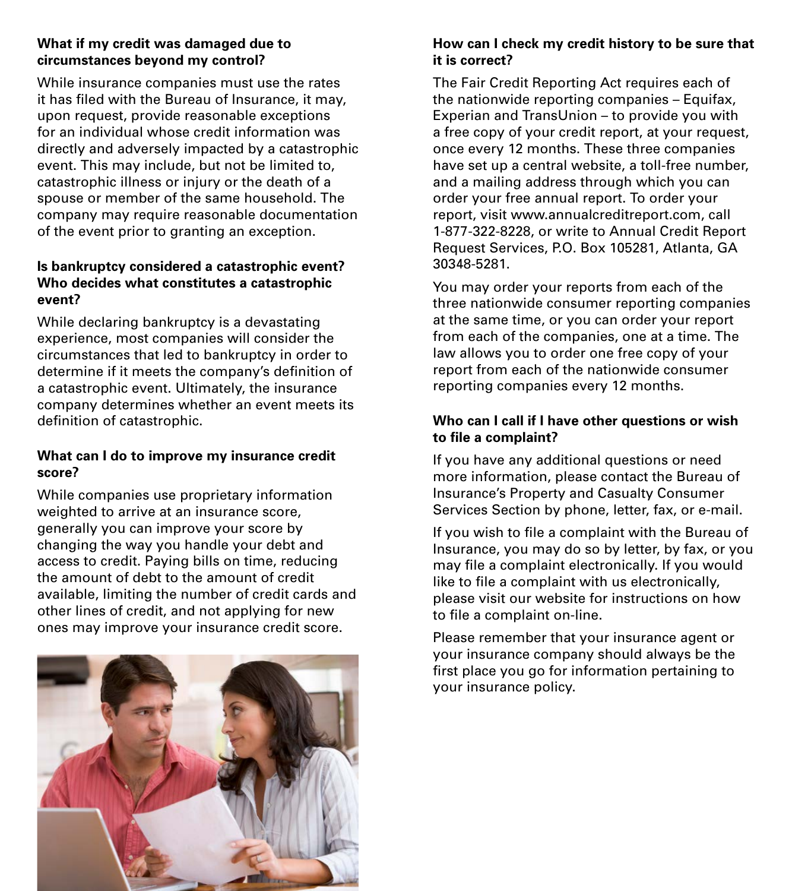**What if my credit was damaged due to circumstances beyond my control?**

While insurance companies must use the rates it has filed with the Bureau of Insurance, it may, upon request, provide reasonable exceptions for an individual whose credit information was directly and adversely impacted by a catastrophic event. This may include, but not be limited to, catastrophic illness or injury or the death of a spouse or member of the same household. The company may require reasonable documentation of the event prior to granting an exception.

**Is bankruptcy considered a catastrophic event? Who decides what constitutes a catastrophic event?**

While declaring bankruptcy is a devastating experience, most companies will consider the circumstances that led to bankruptcy in order to determine if it meets the company's definition of a catastrophic event. Ultimately, the insurance company determines whether an event meets its definition of catastrophic.

**What can I do to improve my insurance credit score?**

While companies use proprietary information weighted to arrive at an insurance score, generally you can improve your score by changing the way you handle your debt and access to credit. Paying bills on time, reducing the amount of debt to the amount of credit available, limiting the number of credit cards and other lines of credit, and not applying for new ones may improve your insurance credit score.

**How can I check my credit history to be sure that it is correct?**

The Fair Credit Reporting Act requires each of the nationwide reporting companies – Equifax, Experian and TransUnion – to provide you with a free copy of your credit report, at your request, once every 12 months. These three companies have set up a central website, a toll-free number, and a mailing address through which you can order your free annual report. To order your report, visit www.annualcreditreport.com, call 1-877-322-8228, or write to Annual Credit Report Request Services, P.O. Box 105281, Atlanta, GA 30348-5281.

You may order your reports from each of the three nationwide consumer reporting companies at the same time, or you can order your report from each of the companies, one at a time. The law allows you to order one free copy of your report from each of the nationwide consumer reporting companies every 12 months.

**Who can I call if I have other questions or wish to file a complaint?**

If you have any additional questions or need more information, please contact the Bureau of Insurance's Property and Casualty Consumer Services Section by phone, letter, fax, or e-mail.

If you wish to file a complaint with the Bureau of Insurance, you may do so by letter, by fax, or you may file a complaint electronically. If you would like to file a complaint with us electronically, please visit our website for instructions on how to file a complaint on-line.

Please remember that your insurance agent or your insurance company should always be the first place you go for information pertaining to your insurance policy.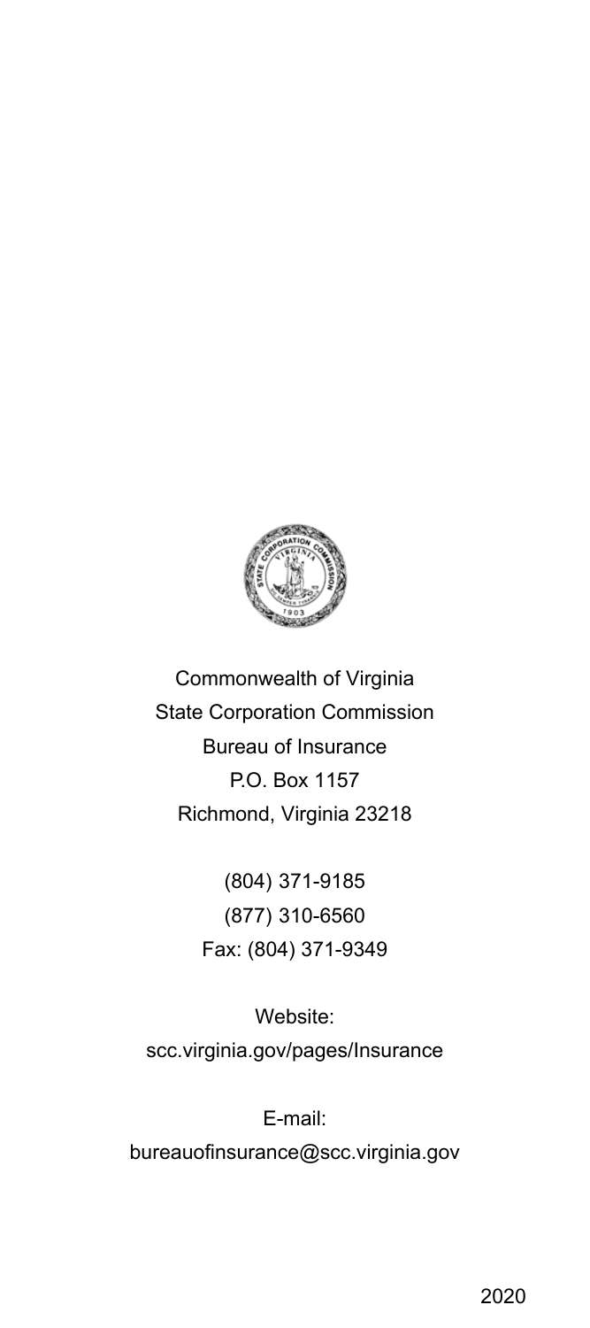Commonwealth of Virginia
State Corporation Commission
Bureau of Insurance
P.O. Box 1157
Richmond, Virginia 23218

(804) 371-9185
(877) 310-6560
Fax: (804) 371-9349

Website:
scc.virginia.gov/pages/Insurance

E-mail:
bureauofinsurance@scc.virginia.gov

2020